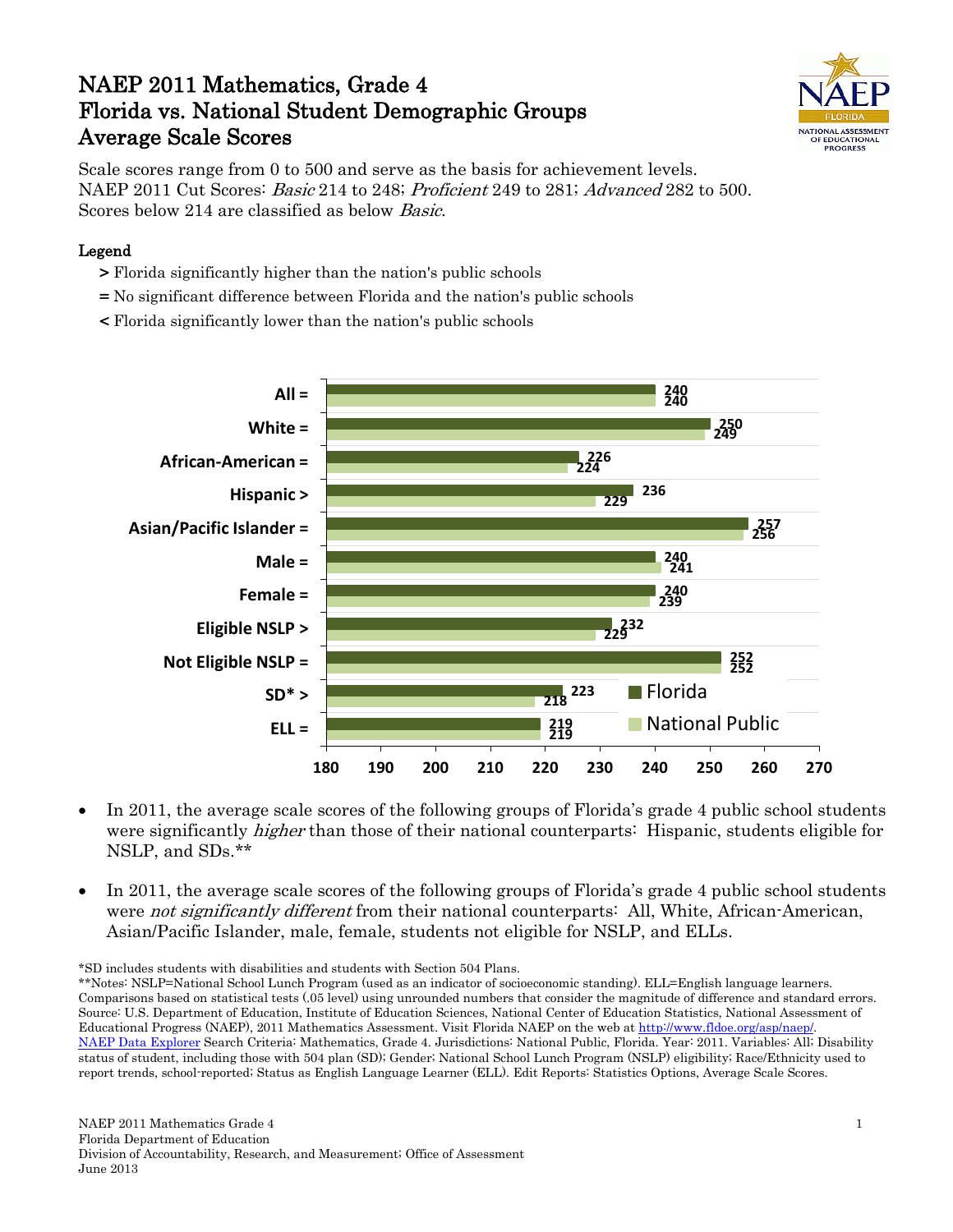# NAEP 2011 Mathematics, Grade 4
# Florida vs. National Student Demographic Groups
# Average Scale Scores

Scale scores range from 0 to 500 and serve as the basis for achievement levels.
NAEP 2011 Cut Scores: *Basic* 214 to 248; *Proficient* 249 to 281; *Advanced* 282 to 500.
Scores below 214 are classified as below *Basic*.

**Legend**

- **>** Florida significantly higher than the nation's public schools
- **=** No significant difference between Florida and the nation's public schools
- **<** Florida significantly lower than the nation's public schools

| Group | Florida | National Public |
|---|---|---|
| All = | 240 | 240 |
| White = | 250 | 249 |
| African-American = | 226 | 224 |
| Hispanic > | 236 | 229 |
| Asian/Pacific Islander = | 257 | 256 |
| Male = | 240 | 241 |
| Female = | 240 | 239 |
| Eligible NSLP > | 232 | 229 |
| Not Eligible NSLP = | 252 | 252 |
| SD* > | 223 | 218 |
| ELL = | 219 | 219 |

- In 2011, the average scale scores of the following groups of Florida's grade 4 public school students were significantly *higher* than those of their national counterparts: Hispanic, students eligible for NSLP, and SDs.**

- In 2011, the average scale scores of the following groups of Florida's grade 4 public school students were *not significantly different* from their national counterparts: All, White, African-American, Asian/Pacific Islander, male, female, students not eligible for NSLP, and ELLs.

*SD includes students with disabilities and students with Section 504 Plans.
**Notes: NSLP=National School Lunch Program (used as an indicator of socioeconomic standing). ELL=English language learners. Comparisons based on statistical tests (.05 level) using unrounded numbers that consider the magnitude of difference and standard errors. Source: U.S. Department of Education, Institute of Education Sciences, National Center of Education Statistics, National Assessment of Educational Progress (NAEP), 2011 Mathematics Assessment. Visit Florida NAEP on the web at http://www.fldoe.org/asp/naep/. NAEP Data Explorer Search Criteria: Mathematics, Grade 4. Jurisdictions: National Public, Florida. Year: 2011. Variables: All; Disability status of student, including those with 504 plan (SD); Gender; National School Lunch Program (NSLP) eligibility; Race/Ethnicity used to report trends, school-reported; Status as English Language Learner (ELL). Edit Reports: Statistics Options, Average Scale Scores.

NAEP 2011 Mathematics Grade 4
Florida Department of Education
Division of Accountability, Research, and Measurement; Office of Assessment
June 2013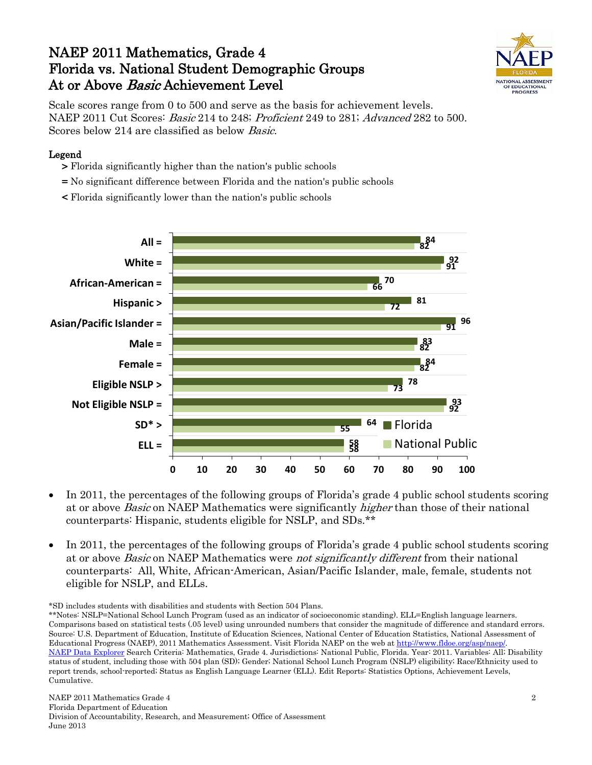# NAEP 2011 Mathematics, Grade 4
# Florida vs. National Student Demographic Groups
# At or Above *Basic* Achievement Level

Scale scores range from 0 to 500 and serve as the basis for achievement levels. NAEP 2011 Cut Scores: *Basic* 214 to 248; *Proficient* 249 to 281; *Advanced* 282 to 500. Scores below 214 are classified as below *Basic*.

**Legend**

- **>** Florida significantly higher than the nation's public schools
- **=** No significant difference between Florida and the nation's public schools
- **<** Florida significantly lower than the nation's public schools

| Group | Florida | National Public |
|---|---|---|
| All = | 84 | 82 |
| White = | 92 | 91 |
| African-American = | 70 | 66 |
| Hispanic > | 81 | 72 |
| Asian/Pacific Islander = | 96 | 91 |
| Male = | 83 | 82 |
| Female = | 84 | 82 |
| Eligible NSLP > | 78 | 73 |
| Not Eligible NSLP = | 93 | 92 |
| SD* > | 64 | 55 |
| ELL = | 58 | 58 |

- In 2011, the percentages of the following groups of Florida's grade 4 public school students scoring at or above *Basic* on NAEP Mathematics were significantly *higher* than those of their national counterparts: Hispanic, students eligible for NSLP, and SDs.**
- In 2011, the percentages of the following groups of Florida's grade 4 public school students scoring at or above *Basic* on NAEP Mathematics were *not significantly different* from their national counterparts: All, White, African-American, Asian/Pacific Islander, male, female, students not eligible for NSLP, and ELLs.

*SD includes students with disabilities and students with Section 504 Plans.

**Notes: NSLP=National School Lunch Program (used as an indicator of socioeconomic standing). ELL=English language learners. Comparisons based on statistical tests (.05 level) using unrounded numbers that consider the magnitude of difference and standard errors. Source: U.S. Department of Education, Institute of Education Sciences, National Center of Education Statistics, National Assessment of Educational Progress (NAEP), 2011 Mathematics Assessment. Visit Florida NAEP on the web at http://www.fldoe.org/asp/naep/. NAEP Data Explorer Search Criteria: Mathematics, Grade 4. Jurisdictions: National Public, Florida. Year: 2011. Variables: All; Disability status of student, including those with 504 plan (SD); Gender; National School Lunch Program (NSLP) eligibility; Race/Ethnicity used to report trends, school-reported; Status as English Language Learner (ELL). Edit Reports: Statistics Options, Achievement Levels, Cumulative.

NAEP 2011 Mathematics Grade 4
Florida Department of Education
Division of Accountability, Research, and Measurement; Office of Assessment
June 2013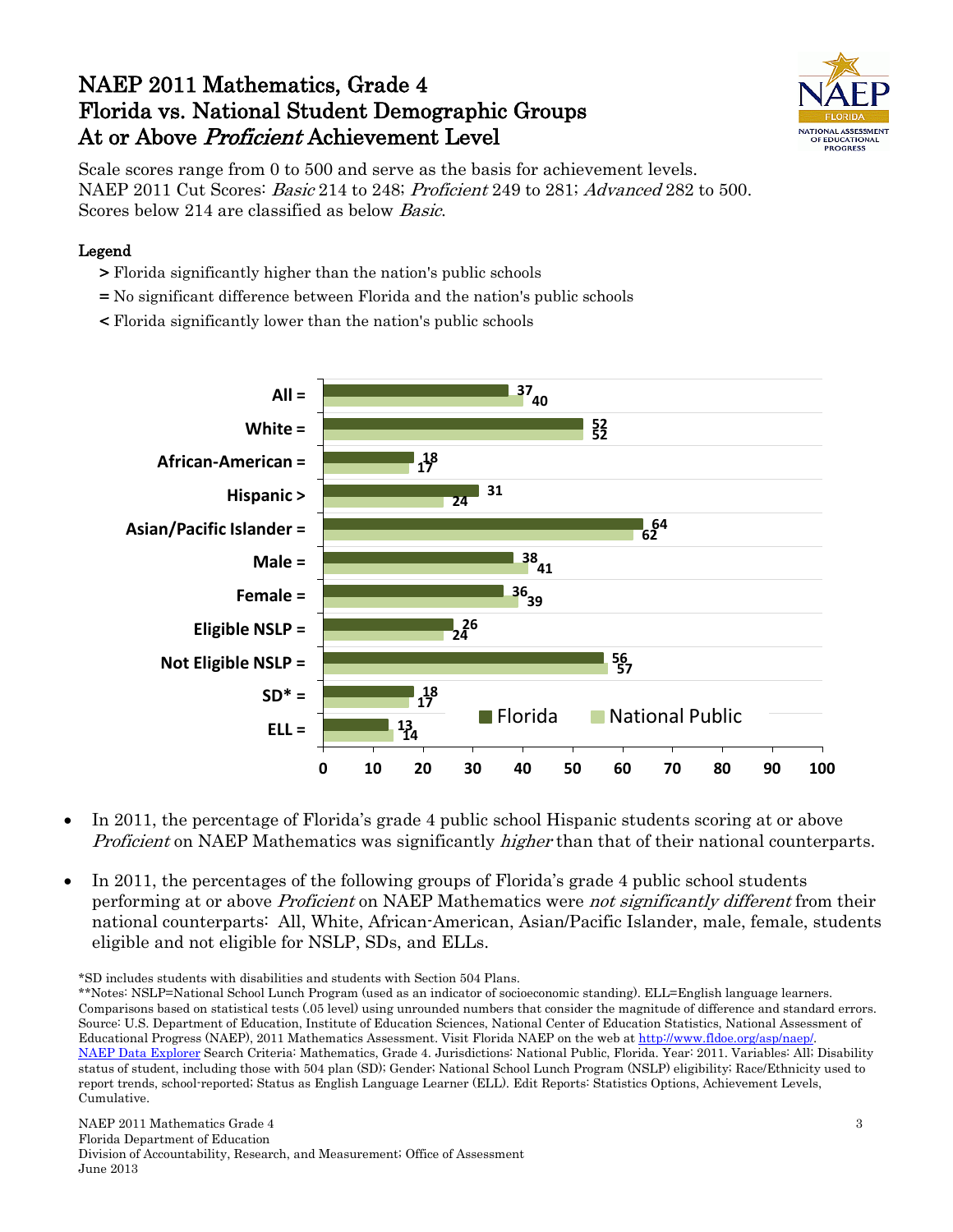# NAEP 2011 Mathematics, Grade 4
# Florida vs. National Student Demographic Groups
# At or Above *Proficient* Achievement Level

Scale scores range from 0 to 500 and serve as the basis for achievement levels.
NAEP 2011 Cut Scores: *Basic* 214 to 248; *Proficient* 249 to 281; *Advanced* 282 to 500.
Scores below 214 are classified as below *Basic*.

**Legend**

**>** Florida significantly higher than the nation's public schools

**=** No significant difference between Florida and the nation's public schools

**<** Florida significantly lower than the nation's public schools

All = 37 40

White = 52 52

African-American = 18 17

Hispanic > 31 24

Asian/Pacific Islander = 64 62

Male = 38 41

Female = 36 39

Eligible NSLP = 26 24

Not Eligible NSLP = 56 57

SD* = 18 17

ELL = 13 14

Florida

National Public

0 10 20 30 40 50 60 70 80 90 100

- In 2011, the percentage of Florida's grade 4 public school Hispanic students scoring at or above *Proficient* on NAEP Mathematics was significantly *higher* than that of their national counterparts.

- In 2011, the percentages of the following groups of Florida's grade 4 public school students performing at or above *Proficient* on NAEP Mathematics were *not significantly different* from their national counterparts: All, White, African-American, Asian/Pacific Islander, male, female, students eligible and not eligible for NSLP, SDs, and ELLs.

*SD includes students with disabilities and students with Section 504 Plans.
**Notes: NSLP=National School Lunch Program (used as an indicator of socioeconomic standing). ELL=English language learners. Comparisons based on statistical tests (.05 level) using unrounded numbers that consider the magnitude of difference and standard errors. Source: U.S. Department of Education, Institute of Education Sciences, National Center of Education Statistics, National Assessment of Educational Progress (NAEP), 2011 Mathematics Assessment. Visit Florida NAEP on the web at http://www.fldoe.org/asp/naep/. NAEP Data Explorer Search Criteria: Mathematics, Grade 4. Jurisdictions: National Public, Florida. Year: 2011. Variables: All; Disability status of student, including those with 504 plan (SD); Gender; National School Lunch Program (NSLP) eligibility; Race/Ethnicity used to report trends, school-reported; Status as English Language Learner (ELL). Edit Reports: Statistics Options, Achievement Levels, Cumulative.

NAEP 2011 Mathematics Grade 4
Florida Department of Education
Division of Accountability, Research, and Measurement; Office of Assessment
June 2013